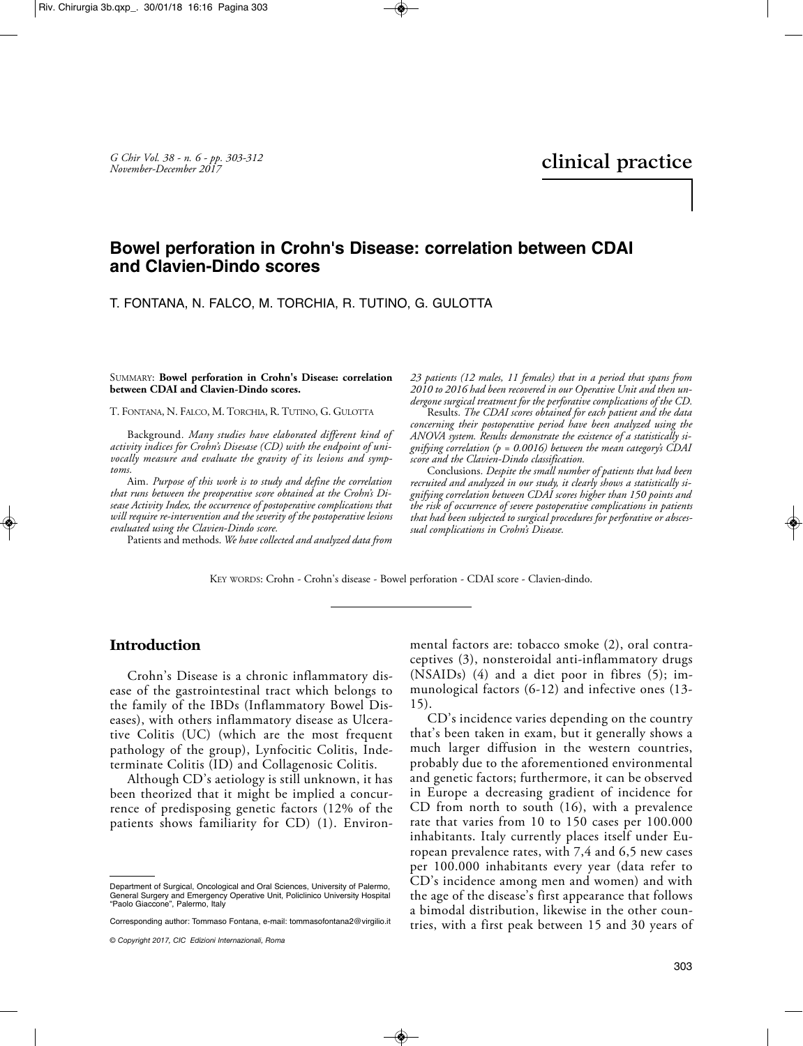clinical practice

# Bowel perforation in Crohn's Disease: correlation between CDAI and Clavien-Dindo scores

T. FONTANA, N. FALCO, M. TORCHIA, R. TUTINO, G. GULOTTA

SUMMARY: **Bowel perforation in Crohn's Disease: correlation between CDAI and Clavien-Dindo scores.**

T. FONTANA, N. FALCO, M. TORCHIA, R. TUTINO, G. GULOTTA

Background. *Many studies have elaborated different kind of activity indices for Crohn's Disease (CD) with the endpoint of univocally measure and evaluate the gravity of its lesions and symptoms.*

Aim. *Purpose of this work is to study and define the correlation that runs between the preoperative score obtained at the Crohn's Disease Activity Index, the occurrence of postoperative complications that will require re-intervention and the severity of the postoperative lesions evaluated using the Clavien-Dindo score.*

Patients and methods. *We have collected and analyzed data from 23 patients (12 males, 11 females) that in a period that spans from 2010 to 2016 had been recovered in our Operative Unit and then undergone surgical treatment for the perforative complications of the CD.*

Results. *The CDAI scores obtained for each patient and the data concerning their postoperative period have been analyzed using the ANOVA system. Results demonstrate the existence of a statistically signifying correlation (p = 0.0016) between the mean category's CDAI score and the Clavien-Dindo classification.*

Conclusions. *Despite the small number of patients that had been recruited and analyzed in our study, it clearly shows a statistically signifying correlation between CDAI scores higher than 150 points and the risk of occurrence of severe postoperative complications in patients that had been subjected to surgical procedures for perforative or abscessual complications in Crohn's Disease.*

KEY WORDS: Crohn - Crohn's disease - Bowel perforation - CDAI score - Clavien-dindo.

## Introduction

Crohn's Disease is a chronic inflammatory disease of the gastrointestinal tract which belongs to the family of the IBDs (Inflammatory Bowel Diseases), with others inflammatory disease as Ulcerative Colitis (UC) (which are the most frequent pathology of the group), Lynfocitic Colitis, Indeterminate Colitis (ID) and Collagenosic Colitis.

Although CD's aetiology is still unknown, it has been theorized that it might be implied a concurrence of predisposing genetic factors (12% of the patients shows familiarity for CD) (1). Environmental factors are: tobacco smoke (2), oral contraceptives (3), nonsteroidal anti-inflammatory drugs (NSAIDs) (4) and a diet poor in fibres (5); immunological factors (6-12) and infective ones (13-15).

CD's incidence varies depending on the country that's been taken in exam, but it generally shows a much larger diffusion in the western countries, probably due to the aforementioned environmental and genetic factors; furthermore, it can be observed in Europe a decreasing gradient of incidence for CD from north to south (16), with a prevalence rate that varies from 10 to 150 cases per 100.000 inhabitants. Italy currently places itself under European prevalence rates, with 7,4 and 6,5 new cases per 100.000 inhabitants every year (data refer to CD's incidence among men and women) and with the age of the disease's first appearance that follows a bimodal distribution, likewise in the other countries, with a first peak between 15 and 30 years of

Department of Surgical, Oncological and Oral Sciences, University of Palermo, General Surgery and Emergency Operative Unit, Policlinico University Hospital "Paolo Giaccone", Palermo, Italy

Corresponding author: Tommaso Fontana, e-mail: tommasofontana2@virgilio.it

© Copyright 2017, CIC Edizioni Internazionali, Roma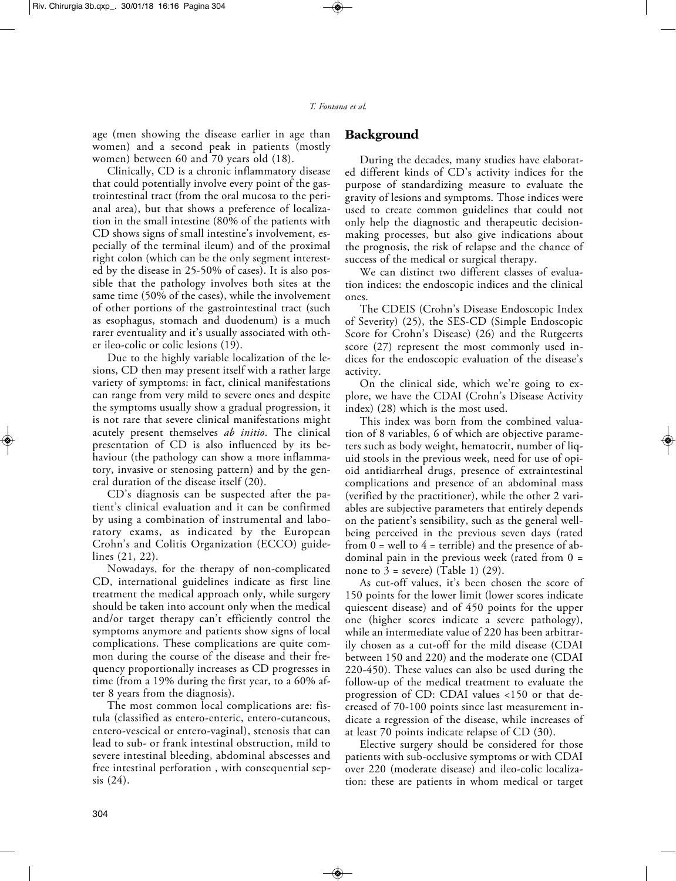age (men showing the disease earlier in age than women) and a second peak in patients (mostly women) between 60 and 70 years old (18).

Clinically, CD is a chronic inflammatory disease that could potentially involve every point of the gastrointestinal tract (from the oral mucosa to the perianal area), but that shows a preference of localization in the small intestine (80% of the patients with CD shows signs of small intestine's involvement, especially of the terminal ileum) and of the proximal right colon (which can be the only segment interested by the disease in 25-50% of cases). It is also possible that the pathology involves both sites at the same time (50% of the cases), while the involvement of other portions of the gastrointestinal tract (such as esophagus, stomach and duodenum) is a much rarer eventuality and it's usually associated with other ileo-colic or colic lesions (19).

Due to the highly variable localization of the lesions, CD then may present itself with a rather large variety of symptoms: in fact, clinical manifestations can range from very mild to severe ones and despite the symptoms usually show a gradual progression, it is not rare that severe clinical manifestations might acutely present themselves *ab initio*. The clinical presentation of CD is also influenced by its behaviour (the pathology can show a more inflammatory, invasive or stenosing pattern) and by the general duration of the disease itself (20).

CD's diagnosis can be suspected after the patient's clinical evaluation and it can be confirmed by using a combination of instrumental and laboratory exams, as indicated by the European Crohn's and Colitis Organization (ECCO) guidelines (21, 22).

Nowadays, for the therapy of non-complicated CD, international guidelines indicate as first line treatment the medical approach only, while surgery should be taken into account only when the medical and/or target therapy can't efficiently control the symptoms anymore and patients show signs of local complications. These complications are quite common during the course of the disease and their frequency proportionally increases as CD progresses in time (from a 19% during the first year, to a 60% after 8 years from the diagnosis).

The most common local complications are: fistula (classified as entero-enteric, entero-cutaneous, entero-vescical or entero-vaginal), stenosis that can lead to sub- or frank intestinal obstruction, mild to severe intestinal bleeding, abdominal abscesses and free intestinal perforation , with consequential sepsis (24).

## Background

During the decades, many studies have elaborated different kinds of CD's activity indices for the purpose of standardizing measure to evaluate the gravity of lesions and symptoms. Those indices were used to create common guidelines that could not only help the diagnostic and therapeutic decision-making processes, but also give indications about the prognosis, the risk of relapse and the chance of success of the medical or surgical therapy.

We can distinct two different classes of evaluation indices: the endoscopic indices and the clinical ones.

The CDEIS (Crohn's Disease Endoscopic Index of Severity) (25), the SES-CD (Simple Endoscopic Score for Crohn's Disease) (26) and the Rutgeerts score (27) represent the most commonly used indices for the endoscopic evaluation of the disease's activity.

On the clinical side, which we're going to explore, we have the CDAI (Crohn's Disease Activity index) (28) which is the most used.

This index was born from the combined valuation of 8 variables, 6 of which are objective parameters such as body weight, hematocrit, number of liquid stools in the previous week, need for use of opioid antidiarrheal drugs, presence of extraintestinal complications and presence of an abdominal mass (verified by the practitioner), while the other 2 variables are subjective parameters that entirely depends on the patient's sensibility, such as the general well-being perceived in the previous seven days (rated from 0 = well to 4 = terrible) and the presence of abdominal pain in the previous week (rated from 0 = none to 3 = severe) (Table 1) (29).

As cut-off values, it's been chosen the score of 150 points for the lower limit (lower scores indicate quiescent disease) and of 450 points for the upper one (higher scores indicate a severe pathology), while an intermediate value of 220 has been arbitrarily chosen as a cut-off for the mild disease (CDAI between 150 and 220) and the moderate one (CDAI 220-450). These values can also be used during the follow-up of the medical treatment to evaluate the progression of CD: CDAI values <150 or that decreased of 70-100 points since last measurement indicate a regression of the disease, while increases of at least 70 points indicate relapse of CD (30).

Elective surgery should be considered for those patients with sub-occlusive symptoms or with CDAI over 220 (moderate disease) and ileo-colic localization: these are patients in whom medical or target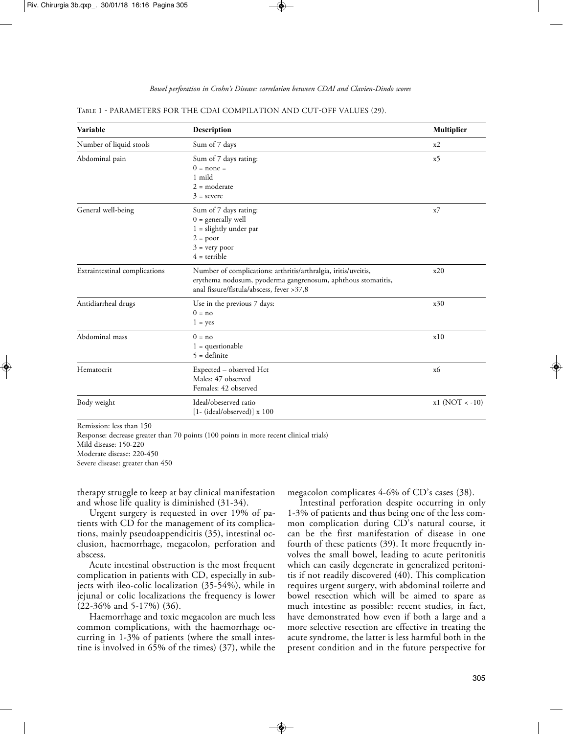Table 1 - PARAMETERS FOR THE CDAI COMPILATION AND CUT-OFF VALUES (29).

| Variable | Description | Multiplier |
|---|---|---|
| Number of liquid stools | Sum of 7 days | x2 |
| Abdominal pain | Sum of 7 days rating: 0 = none = 1 mild 2 = moderate 3 = severe | x5 |
| General well-being | Sum of 7 days rating: 0 = generally well 1 = slightly under par 2 = poor 3 = very poor 4 = terrible | x7 |
| Extraintestinal complications | Number of complications: arthritis/arthralgia, iritis/uveitis, erythema nodosum, pyoderma gangrenosum, aphthous stomatitis, anal fissure/fistula/abscess, fever >37,8 | x20 |
| Antidiarrheal drugs | Use in the previous 7 days: 0 = no 1 = yes | x30 |
| Abdominal mass | 0 = no 1 = questionable 5 = definite | x10 |
| Hematocrit | Expected – observed Hct Males: 47 observed Females: 42 observed | x6 |
| Body weight | Ideal/obeserved ratio [1- (ideal/observed)] x 100 | x1 (NOT < -10) |

Remission: less than 150
Response: decrease greater than 70 points (100 points in more recent clinical trials)
Mild disease: 150-220
Moderate disease: 220-450
Severe disease: greater than 450

therapy struggle to keep at bay clinical manifestation and whose life quality is diminished (31-34).

Urgent surgery is requested in over 19% of patients with CD for the management of its complications, mainly pseudoappendicitis (35), intestinal occlusion, haemorrhage, megacolon, perforation and abscess.

Acute intestinal obstruction is the most frequent complication in patients with CD, especially in subjects with ileo-colic localization (35-54%), while in jejunal or colic localizations the frequency is lower (22-36% and 5-17%) (36).

Haemorrhage and toxic megacolon are much less common complications, with the haemorrhage occurring in 1-3% of patients (where the small intestine is involved in 65% of the times) (37), while the megacolon complicates 4-6% of CD's cases (38).

Intestinal perforation despite occurring in only 1-3% of patients and thus being one of the less common complication during CD's natural course, it can be the first manifestation of disease in one fourth of these patients (39). It more frequently involves the small bowel, leading to acute peritonitis which can easily degenerate in generalized peritonitis if not readily discovered (40). This complication requires urgent surgery, with abdominal toilette and bowel resection which will be aimed to spare as much intestine as possible: recent studies, in fact, have demonstrated how even if both a large and a more selective resection are effective in treating the acute syndrome, the latter is less harmful both in the present condition and in the future perspective for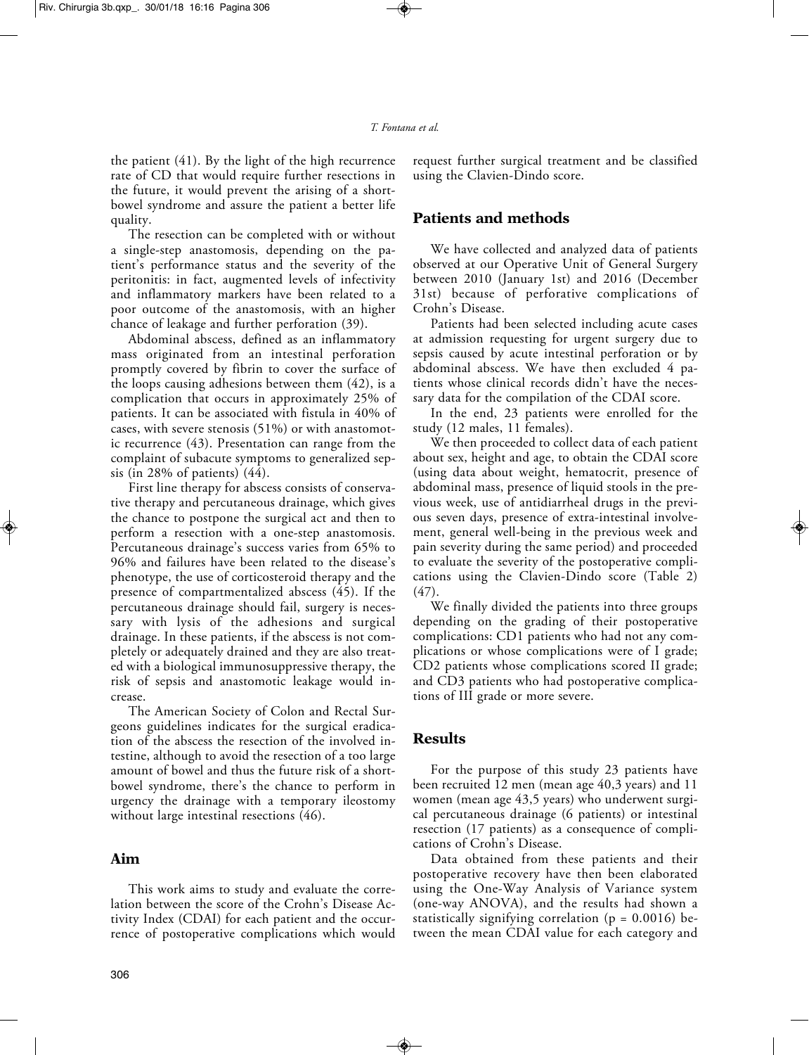the patient (41). By the light of the high recurrence rate of CD that would require further resections in the future, it would prevent the arising of a short-bowel syndrome and assure the patient a better life quality.

The resection can be completed with or without a single-step anastomosis, depending on the patient's performance status and the severity of the peritonitis: in fact, augmented levels of infectivity and inflammatory markers have been related to a poor outcome of the anastomosis, with an higher chance of leakage and further perforation (39).

Abdominal abscess, defined as an inflammatory mass originated from an intestinal perforation promptly covered by fibrin to cover the surface of the loops causing adhesions between them (42), is a complication that occurs in approximately 25% of patients. It can be associated with fistula in 40% of cases, with severe stenosis (51%) or with anastomotic recurrence (43). Presentation can range from the complaint of subacute symptoms to generalized sepsis (in 28% of patients) (44).

First line therapy for abscess consists of conservative therapy and percutaneous drainage, which gives the chance to postpone the surgical act and then to perform a resection with a one-step anastomosis. Percutaneous drainage's success varies from 65% to 96% and failures have been related to the disease's phenotype, the use of corticosteroid therapy and the presence of compartmentalized abscess (45). If the percutaneous drainage should fail, surgery is necessary with lysis of the adhesions and surgical drainage. In these patients, if the abscess is not completely or adequately drained and they are also treated with a biological immunosuppressive therapy, the risk of sepsis and anastomotic leakage would increase.

The American Society of Colon and Rectal Surgeons guidelines indicates for the surgical eradication of the abscess the resection of the involved intestine, although to avoid the resection of a too large amount of bowel and thus the future risk of a short-bowel syndrome, there's the chance to perform in urgency the drainage with a temporary ileostomy without large intestinal resections (46).

## Aim

This work aims to study and evaluate the correlation between the score of the Crohn's Disease Activity Index (CDAI) for each patient and the occurrence of postoperative complications which would request further surgical treatment and be classified using the Clavien-Dindo score.

## Patients and methods

We have collected and analyzed data of patients observed at our Operative Unit of General Surgery between 2010 (January 1st) and 2016 (December 31st) because of perforative complications of Crohn's Disease.

Patients had been selected including acute cases at admission requesting for urgent surgery due to sepsis caused by acute intestinal perforation or by abdominal abscess. We have then excluded 4 patients whose clinical records didn't have the necessary data for the compilation of the CDAI score.

In the end, 23 patients were enrolled for the study (12 males, 11 females).

We then proceeded to collect data of each patient about sex, height and age, to obtain the CDAI score (using data about weight, hematocrit, presence of abdominal mass, presence of liquid stools in the previous week, use of antidiarrheal drugs in the previous seven days, presence of extra-intestinal involvement, general well-being in the previous week and pain severity during the same period) and proceeded to evaluate the severity of the postoperative complications using the Clavien-Dindo score (Table 2) (47).

We finally divided the patients into three groups depending on the grading of their postoperative complications: CD1 patients who had not any complications or whose complications were of I grade; CD2 patients whose complications scored II grade; and CD3 patients who had postoperative complications of III grade or more severe.

## Results

For the purpose of this study 23 patients have been recruited 12 men (mean age 40,3 years) and 11 women (mean age 43,5 years) who underwent surgical percutaneous drainage (6 patients) or intestinal resection (17 patients) as a consequence of complications of Crohn's Disease.

Data obtained from these patients and their postoperative recovery have then been elaborated using the One-Way Analysis of Variance system (one-way ANOVA), and the results had shown a statistically signifying correlation ($p = 0.0016$) between the mean CDAI value for each category and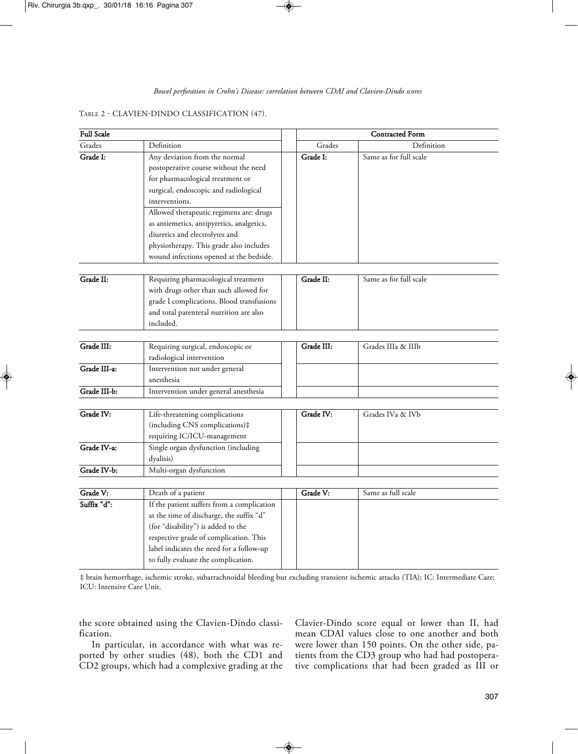Table 2 - CLAVIEN-DINDO CLASSIFICATION (47).

| **Full Scale** | | | **Contracted Form** | |
|---|---|---|---|---|
| Grades | Definition | | Grades | Definition |
| **Grade I:** | Any deviation from the normal postoperative course without the need for pharmacological treatment or surgical, endoscopic and radiological interventions. Allowed therapeutic regimens are: drugs as antiemetics, antipyretics, analgetics, diuretics and electrolytes and physiotherapy. This grade also includes wound infections opened at the bedside. | | **Grade I:** | Same as for full scale |
| **Grade II:** | Requiring pharmacological treatment with drugs other than such allowed for grade I complications. Blood transfusions and total parenteral nutrition are also included. | | **Grade II:** | Same as for full scale |
| **Grade III:** | Requiring surgical, endoscopic or radiological intervention | | **Grade III:** | Grades IIIa & IIIb |
| **Grade III-a:** | Intervention not under general anesthesia | | | |
| **Grade III-b:** | Intervention under general anesthesia | | | |
| **Grade IV:** | Life-threatening complications (including CNS complications)‡ requiring IC/ICU-management | | **Grade IV:** | Grades IVa & IVb |
| **Grade IV-a:** | Single organ dysfunction (including dyalisis) | | | |
| **Grade IV-b:** | Multi-organ dysfunction | | | |
| **Grade V:** | Death of a patient | | **Grade V:** | Same as full scale |
| **Suffix "d":** | If the patient suffers from a complication at the time of discharge, the suffix "d" (for "disability") is added to the respective grade of complication. This label indicates the need for a follow-up to fully evaluate the complication. | | | |

‡ brain hemorrhage, ischemic stroke, subarrachnoidal bleeding but excluding transient ischemic attacks (TIA); IC: Intermediate Care; ICU: Intensive Care Unit.

the score obtained using the Clavien-Dindo classification.

In particular, in accordance with what was reported by other studies (48), both the CD1 and CD2 groups, which had a complexive grading at the Clavier-Dindo score equal or lower than II, had mean CDAI values close to one another and both were lower than 150 points. On the other side, patients from the CD3 group who had had postoperative complications that had been graded as III or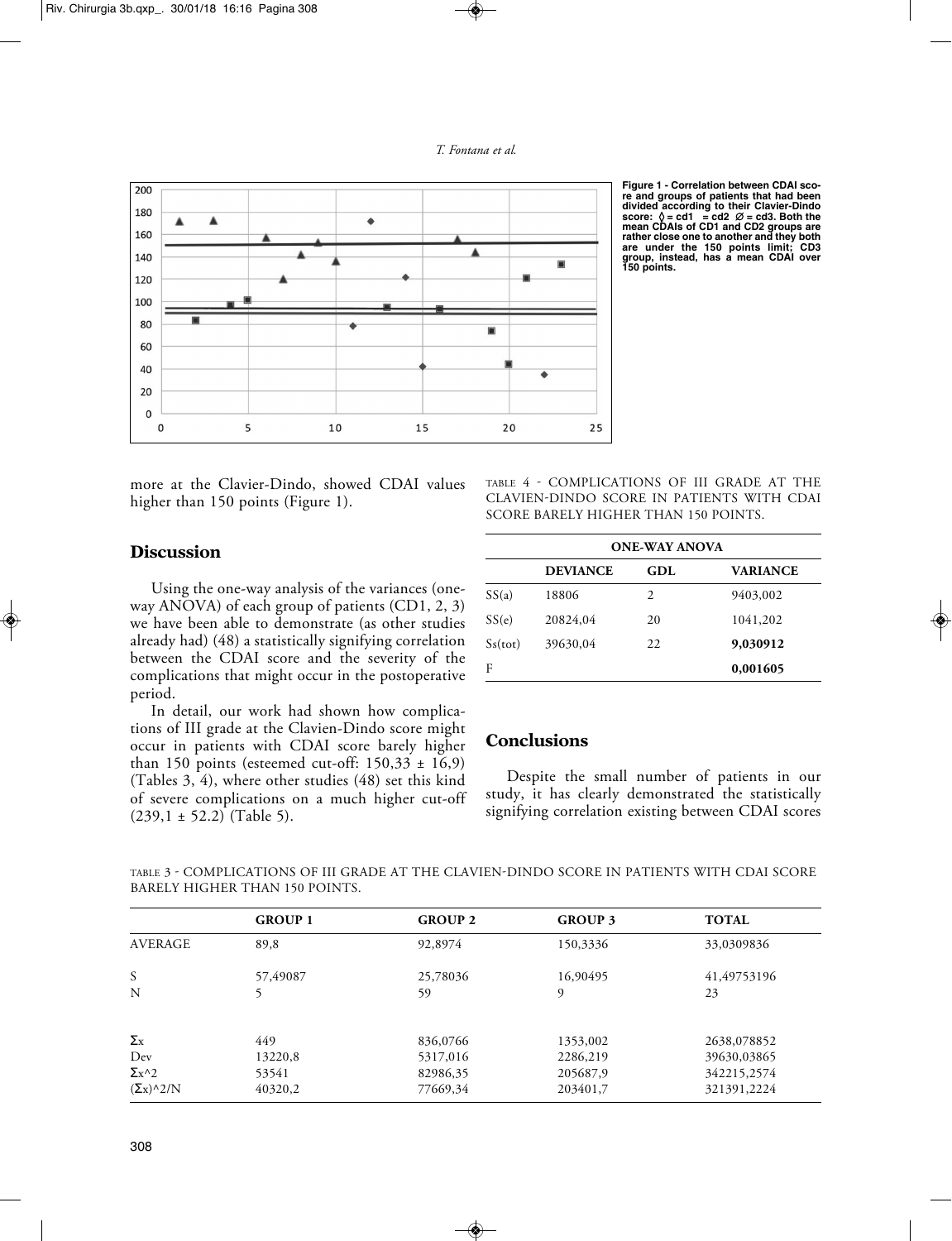Figure 1 - Correlation between CDAI score and groups of patients that had been divided according to their Clavier-Dindo score: ◊ = cd1 = cd2 Ø = cd3. Both the mean CDAIs of CD1 and CD2 groups are rather close one to another and they both are under the 150 points limit; CD3 group, instead, has a mean CDAI over 150 points.

more at the Clavier-Dindo, showed CDAI values higher than 150 points (Figure 1).

## Discussion

Using the one-way analysis of the variances (one-way ANOVA) of each group of patients (CD1, 2, 3) we have been able to demonstrate (as other studies already had) (48) a statistically signifying correlation between the CDAI score and the severity of the complications that might occur in the postoperative period.

In detail, our work had shown how complications of III grade at the Clavien-Dindo score might occur in patients with CDAI score barely higher than 150 points (esteemed cut-off: 150,33 ± 16,9) (Tables 3, 4), where other studies (48) set this kind of severe complications on a much higher cut-off (239,1 ± 52.2) (Table 5).

TABLE 4 - COMPLICATIONS OF III GRADE AT THE CLAVIEN-DINDO SCORE IN PATIENTS WITH CDAI SCORE BARELY HIGHER THAN 150 POINTS.

| ONE-WAY ANOVA | | | |
|---|---|---|---|
| | **DEVIANCE** | **GDL** | **VARIANCE** |
| SS(a) | 18806 | 2 | 9403,002 |
| SS(e) | 20824,04 | 20 | 1041,202 |
| Ss(tot) | 39630,04 | 22 | **9,030912** |
| F | | | **0,001605** |

## Conclusions

Despite the small number of patients in our study, it has clearly demonstrated the statistically signifying correlation existing between CDAI scores

TABLE 3 - COMPLICATIONS OF III GRADE AT THE CLAVIEN-DINDO SCORE IN PATIENTS WITH CDAI SCORE BARELY HIGHER THAN 150 POINTS.

| | **GROUP 1** | **GROUP 2** | **GROUP 3** | **TOTAL** |
|---|---|---|---|---|
| AVERAGE | 89,8 | 92,8974 | 150,3336 | 33,0309836 |
| S | 57,49087 | 25,78036 | 16,90495 | 41,49753196 |
| N | 5 | 59 | 9 | 23 |
| Σx | 449 | 836,0766 | 1353,002 | 2638,078852 |
| Dev | 13220,8 | 5317,016 | 2286,219 | 39630,03865 |
| Σx^2 | 53541 | 82986,35 | 205687,9 | 342215,2574 |
| (Σx)^2/N | 40320,2 | 77669,34 | 203401,7 | 321391,2224 |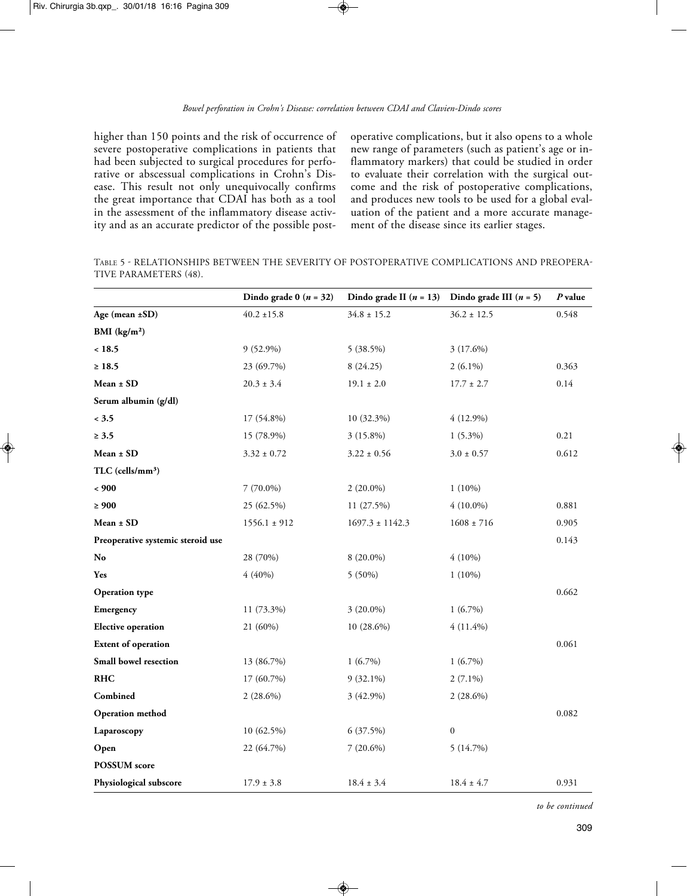higher than 150 points and the risk of occurrence of severe postoperative complications in patients that had been subjected to surgical procedures for perforative or abscessual complications in Crohn's Disease. This result not only unequivocally confirms the great importance that CDAI has both as a tool in the assessment of the inflammatory disease activity and as an accurate predictor of the possible postoperative complications, but it also opens to a whole new range of parameters (such as patient's age or inflammatory markers) that could be studied in order to evaluate their correlation with the surgical outcome and the risk of postoperative complications, and produces new tools to be used for a global evaluation of the patient and a more accurate management of the disease since its earlier stages.

TABLE 5 - RELATIONSHIPS BETWEEN THE SEVERITY OF POSTOPERATIVE COMPLICATIONS AND PREOPERATIVE PARAMETERS (48).

| | Dindo grade 0 (*n* = 32) | Dindo grade II (*n* = 13) | Dindo grade III (*n* = 5) | *P* value |
|---|---|---|---|---|
| **Age (mean ±SD)** | 40.2 ±15.8 | 34.8 ± 15.2 | 36.2 ± 12.5 | 0.548 |
| **BMI (kg/m²)** | | | | |
| **< 18.5** | 9 (52.9%) | 5 (38.5%) | 3 (17.6%) | |
| **≥ 18.5** | 23 (69.7%) | 8 (24.25) | 2 (6.1%) | 0.363 |
| **Mean ± SD** | 20.3 ± 3.4 | 19.1 ± 2.0 | 17.7 ± 2.7 | 0.14 |
| **Serum albumin (g/dl)** | | | | |
| **< 3.5** | 17 (54.8%) | 10 (32.3%) | 4 (12.9%) | |
| **≥ 3.5** | 15 (78.9%) | 3 (15.8%) | 1 (5.3%) | 0.21 |
| **Mean ± SD** | 3.32 ± 0.72 | 3.22 ± 0.56 | 3.0 ± 0.57 | 0.612 |
| **TLC (cells/mm³)** | | | | |
| **< 900** | 7 (70.0%) | 2 (20.0%) | 1 (10%) | |
| **≥ 900** | 25 (62.5%) | 11 (27.5%) | 4 (10.0%) | 0.881 |
| **Mean ± SD** | 1556.1 ± 912 | 1697.3 ± 1142.3 | 1608 ± 716 | 0.905 |
| **Preoperative systemic steroid use** | | | | 0.143 |
| **No** | 28 (70%) | 8 (20.0%) | 4 (10%) | |
| **Yes** | 4 (40%) | 5 (50%) | 1 (10%) | |
| **Operation type** | | | | 0.662 |
| **Emergency** | 11 (73.3%) | 3 (20.0%) | 1 (6.7%) | |
| **Elective operation** | 21 (60%) | 10 (28.6%) | 4 (11.4%) | |
| **Extent of operation** | | | | 0.061 |
| **Small bowel resection** | 13 (86.7%) | 1 (6.7%) | 1 (6.7%) | |
| **RHC** | 17 (60.7%) | 9 (32.1%) | 2 (7.1%) | |
| **Combined** | 2 (28.6%) | 3 (42.9%) | 2 (28.6%) | |
| **Operation method** | | | | 0.082 |
| **Laparoscopy** | 10 (62.5%) | 6 (37.5%) | 0 | |
| **Open** | 22 (64.7%) | 7 (20.6%) | 5 (14.7%) | |
| **POSSUM score** | | | | |
| **Physiological subscore** | 17.9 ± 3.8 | 18.4 ± 3.4 | 18.4 ± 4.7 | 0.931 |

*to be continued*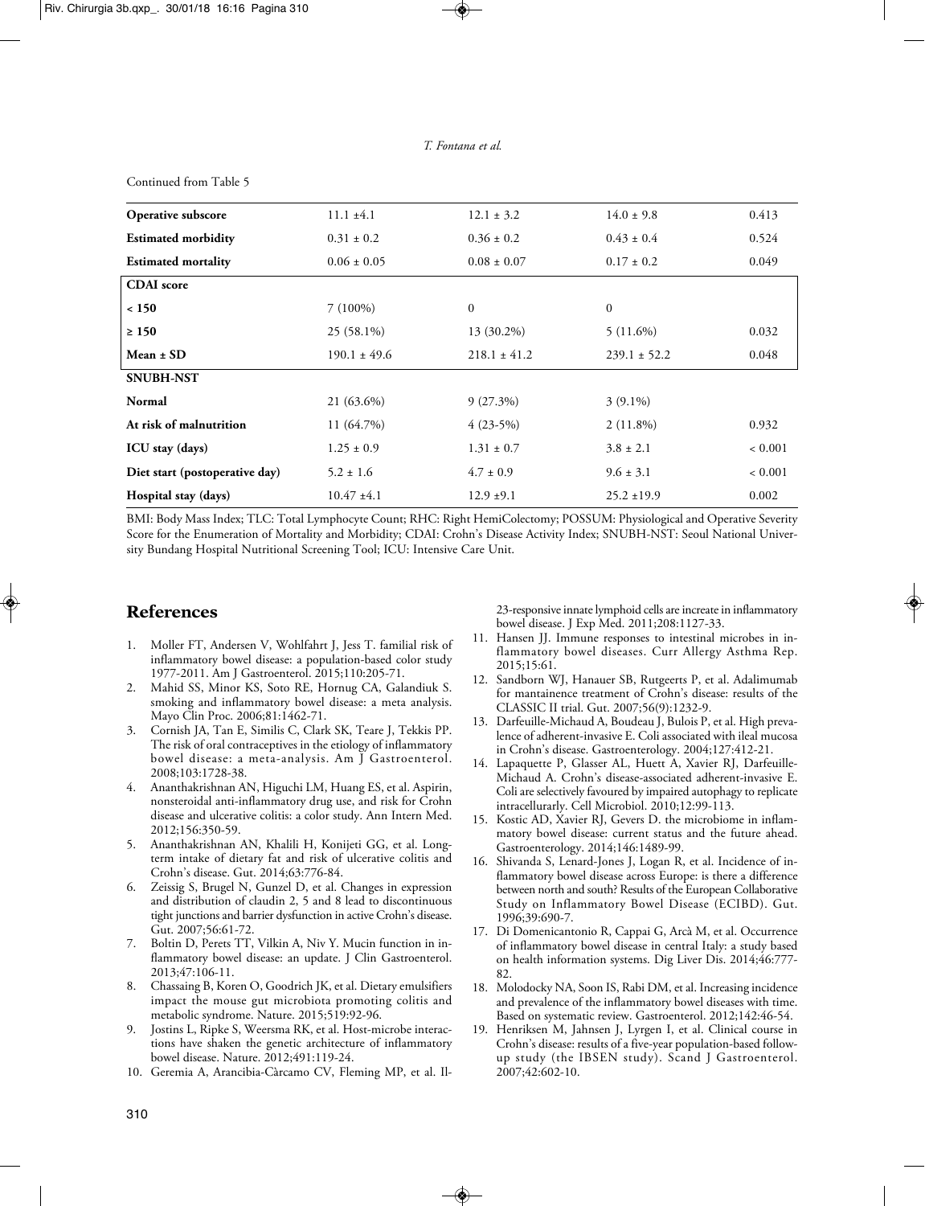Continued from Table 5

| | | | | |
|---|---|---|---|---|
| **Operative subscore** | 11.1 ±4.1 | 12.1 ± 3.2 | 14.0 ± 9.8 | 0.413 |
| **Estimated morbidity** | 0.31 ± 0.2 | 0.36 ± 0.2 | 0.43 ± 0.4 | 0.524 |
| **Estimated mortality** | 0.06 ± 0.05 | 0.08 ± 0.07 | 0.17 ± 0.2 | 0.049 |
| **CDAI score** | | | | |
| **< 150** | 7 (100%) | 0 | 0 | |
| **≥ 150** | 25 (58.1%) | 13 (30.2%) | 5 (11.6%) | 0.032 |
| **Mean ± SD** | 190.1 ± 49.6 | 218.1 ± 41.2 | 239.1 ± 52.2 | 0.048 |
| **SNUBH-NST** | | | | |
| **Normal** | 21 (63.6%) | 9 (27.3%) | 3 (9.1%) | |
| **At risk of malnutrition** | 11 (64.7%) | 4 (23-5%) | 2 (11.8%) | 0.932 |
| **ICU stay (days)** | 1.25 ± 0.9 | 1.31 ± 0.7 | 3.8 ± 2.1 | < 0.001 |
| **Diet start (postoperative day)** | 5.2 ± 1.6 | 4.7 ± 0.9 | 9.6 ± 3.1 | < 0.001 |
| **Hospital stay (days)** | 10.47 ±4.1 | 12.9 ±9.1 | 25.2 ±19.9 | 0.002 |

BMI: Body Mass Index; TLC: Total Lymphocyte Count; RHC: Right HemiColectomy; POSSUM: Physiological and Operative Severity Score for the Enumeration of Mortality and Morbidity; CDAI: Crohn's Disease Activity Index; SNUBH-NST: Seoul National University Bundang Hospital Nutritional Screening Tool; ICU: Intensive Care Unit.

## References

1. Moller FT, Andersen V, Wohlfahrt J, Jess T. familial risk of inflammatory bowel disease: a population-based color study 1977-2011. Am J Gastroenterol. 2015;110:205-71.
2. Mahid SS, Minor KS, Soto RE, Hornug CA, Galandiuk S. smoking and inflammatory bowel disease: a meta analysis. Mayo Clin Proc. 2006;81:1462-71.
3. Cornish JA, Tan E, Similis C, Clark SK, Teare J, Tekkis PP. The risk of oral contraceptives in the etiology of inflammatory bowel disease: a meta-analysis. Am J Gastroenterol. 2008;103:1728-38.
4. Ananthakrishnan AN, Higuchi LM, Huang ES, et al. Aspirin, nonsteroidal anti-inflammatory drug use, and risk for Crohn disease and ulcerative colitis: a color study. Ann Intern Med. 2012;156:350-59.
5. Ananthakrishnan AN, Khalili H, Konijeti GG, et al. Long-term intake of dietary fat and risk of ulcerative colitis and Crohn's disease. Gut. 2014;63:776-84.
6. Zeissig S, Brugel N, Gunzel D, et al. Changes in expression and distribution of claudin 2, 5 and 8 lead to discontinuous tight junctions and barrier dysfunction in active Crohn's disease. Gut. 2007;56:61-72.
7. Boltin D, Perets TT, Vilkin A, Niv Y. Mucin function in inflammatory bowel disease: an update. J Clin Gastroenterol. 2013;47:106-11.
8. Chassaing B, Koren O, Goodrich JK, et al. Dietary emulsifiers impact the mouse gut microbiota promoting colitis and metabolic syndrome. Nature. 2015;519:92-96.
9. Jostins L, Ripke S, Weersma RK, et al. Host-microbe interactions have shaken the genetic architecture of inflammatory bowel disease. Nature. 2012;491:119-24.
10. Geremia A, Arancibia-Càrcamo CV, Fleming MP, et al. Il-23-responsive innate lymphoid cells are increate in inflammatory bowel disease. J Exp Med. 2011;208:1127-33.
11. Hansen JJ. Immune responses to intestinal microbes in inflammatory bowel diseases. Curr Allergy Asthma Rep. 2015;15:61.
12. Sandborn WJ, Hanauer SB, Rutgeerts P, et al. Adalimumab for mantainence treatment of Crohn's disease: results of the CLASSIC II trial. Gut. 2007;56(9):1232-9.
13. Darfeuille-Michaud A, Boudeau J, Bulois P, et al. High prevalence of adherent-invasive E. Coli associated with ileal mucosa in Crohn's disease. Gastroenterology. 2004;127:412-21.
14. Lapaquette P, Glasser AL, Huett A, Xavier RJ, Darfeuille-Michaud A. Crohn's disease-associated adherent-invasive E. Coli are selectively favoured by impaired autophagy to replicate intracellurarly. Cell Microbiol. 2010;12:99-113.
15. Kostic AD, Xavier RJ, Gevers D. the microbiome in inflammatory bowel disease: current status and the future ahead. Gastroenterology. 2014;146:1489-99.
16. Shivanda S, Lenard-Jones J, Logan R, et al. Incidence of inflammatory bowel disease across Europe: is there a difference between north and south? Results of the European Collaborative Study on Inflammatory Bowel Disease (ECIBD). Gut. 1996;39:690-7.
17. Di Domenicantonio R, Cappai G, Arcà M, et al. Occurrence of inflammatory bowel disease in central Italy: a study based on health information systems. Dig Liver Dis. 2014;46:777-82.
18. Molodocky NA, Soon IS, Rabi DM, et al. Increasing incidence and prevalence of the inflammatory bowel diseases with time. Based on systematic review. Gastroenterol. 2012;142:46-54.
19. Henriksen M, Jahnsen J, Lyrgen I, et al. Clinical course in Crohn's disease: results of a five-year population-based follow-up study (the IBSEN study). Scand J Gastroenterol. 2007;42:602-10.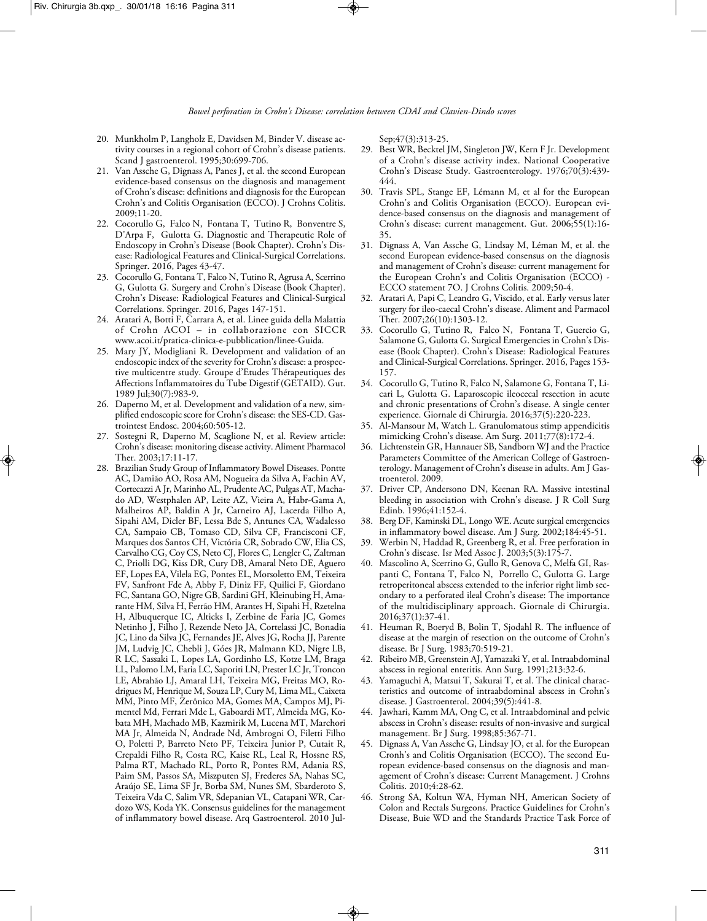20. Munkholm P, Langholz E, Davidsen M, Binder V. disease activity courses in a regional cohort of Crohn's disease patients. Scand J gastroenterol. 1995;30:699-706.
21. Van Assche G, Dignass A, Panes J, et al. the second European evidence-based consensus on the diagnosis and management of Crohn's disease: definitions and diagnosis for the European Crohn's and Colitis Organisation (ECCO). J Crohns Colitis. 2009;11-20.
22. Cocorullo G, Falco N, Fontana T, Tutino R, Bonventre S, D'Arpa F, Gulotta G. Diagnostic and Therapeutic Role of Endoscopy in Crohn's Disease (Book Chapter). Crohn's Disease: Radiological Features and Clinical-Surgical Correlations. Springer. 2016, Pages 43-47.
23. Cocorullo G, Fontana T, Falco N, Tutino R, Agrusa A, Scerrino G, Gulotta G. Surgery and Crohn's Disease (Book Chapter). Crohn's Disease: Radiological Features and Clinical-Surgical Correlations. Springer. 2016, Pages 147-151.
24. Aratari A, Botti F, Carrara A, et al. Linee guida della Malattia of Crohn ACOI – in collaborazione con SICCR www.acoi.it/pratica-clinica-e-pubblicazion/linee-Guida.
25. Mary JY, Modigliani R. Development and validation of an endoscopic index of the severity for Crohn's disease: a prospective multicentre study. Groupe d'Etudes Thérapeutiques des Affections Inflammatoires du Tube Digestif (GETAID). Gut. 1989 Jul;30(7):983-9.
26. Daperno M, et al. Development and validation of a new, simplified endoscopic score for Crohn's disease: the SES-CD. Gastrointest Endosc. 2004;60:505-12.
27. Sostegni R, Daperno M, Scaglione N, et al. Review article: Crohn's disease: monitoring disease activity. Aliment Pharmacol Ther. 2003;17:11-17.
28. Brazilian Study Group of Inflammatory Bowel Diseases. Pontte AC, Damião AO, Rosa AM, Nogueira da Silva A, Fachin AV, Cortecazzi A Jr, Marinho AL, Prudente AC, Pulgas AT, Machado AD, Westphalen AP, Leite AZ, Vieira A, Habr-Gama A, Malheiros AP, Baldin A Jr, Carneiro AJ, Lacerda Filho A, Sipahi AM, Dicler BF, Lessa Bde S, Antunes CA, Wadalesso CA, Sampaio CB, Tomaso CD, Silva CF, Francisconi CF, Marques dos Santos CH, Victória CR, Sobrado CW, Elia CS, Carvalho CG, Coy CS, Neto CJ, Flores C, Lengler C, Zaltman C, Priolli DG, Kiss DR, Cury DB, Amaral Neto DE, Aguero EF, Lopes EA, Vilela EG, Pontes EL, Morsoletto EM, Teixeira FV, Sanfront Fde A, Abby F, Diniz FF, Quilici F, Giordano FC, Santana GO, Nigre GB, Sardini GH, Kleinubing H, Amarante HM, Silva H, Ferrão HM, Arantes H, Sipahi H, Rzetelna H, Albuquerque IC, Alticks I, Zerbine de Faria JC, Gomes Netinho J, Filho J, Rezende Neto JA, Cortelassi JC, Bonadia JC, Lino da Silva JC, Fernandes JE, Alves JG, Rocha JJ, Parente JM, Ludvig JC, Chebli J, Góes JR, Malmann KD, Nigre LB, R LC, Sassaki L, Lopes LA, Gordinho LS, Kotze LM, Braga LL, Palomo LM, Faria LC, Saporiti LN, Prester LC Jr, Troncon LE, Abrahão LJ, Amaral LH, Teixeira MG, Freitas MO, Rodrigues M, Henrique M, Souza LP, Cury M, Lima ML, Caixeta MM, Pinto MF, Zerônico MA, Gomes MA, Campos MJ, Pimentel Md, Ferrari Mde L, Gaboardi MT, Almeida MG, Kobata MH, Machado MB, Kazmirik M, Lucena MT, Marchori MA Jr, Almeida N, Andrade Nd, Ambrogni O, Filetti Filho O, Poletti P, Barreto Neto PF, Teixeira Junior P, Cutait R, Crepaldi Filho R, Costa RC, Kaise RL, Leal R, Hossne RS, Palma RT, Machado RL, Porto R, Pontes RM, Adania RS, Paim SM, Passos SA, Miszputen SJ, Frederes SA, Nahas SC, Araújo SE, Lima SF Jr, Borba SM, Nunes SM, Sbarderoto S, Teixeira Vda C, Salim VR, Sdepanian VL, Catapani WR, Cardozo WS, Koda YK. Consensus guidelines for the management of inflammatory bowel disease. Arq Gastroenterol. 2010 Jul-Sep;47(3):313-25.
29. Best WR, Becktel JM, Singleton JW, Kern F Jr. Development of a Crohn's disease activity index. National Cooperative Crohn's Disease Study. Gastroenterology. 1976;70(3):439-444.
30. Travis SPL, Stange EF, Lémann M, et al for the European Crohn's and Colitis Organisation (ECCO). European evidence-based consensus on the diagnosis and management of Crohn's disease: current management. Gut. 2006;55(1):16-35.
31. Dignass A, Van Assche G, Lindsay M, Léman M, et al. the second European evidence-based consensus on the diagnosis and management of Crohn's disease: current management for the European Crohn's and Colitis Organisation (ECCO) - ECCO statement 7O. J Crohns Colitis. 2009;50-4.
32. Aratari A, Papi C, Leandro G, Viscido, et al. Early versus later surgery for ileo-caecal Crohn's disease. Aliment and Parmacol Ther. 2007;26(10):1303-12.
33. Cocorullo G, Tutino R, Falco N, Fontana T, Guercio G, Salamone G, Gulotta G. Surgical Emergencies in Crohn's Disease (Book Chapter). Crohn's Disease: Radiological Features and Clinical-Surgical Correlations. Springer. 2016, Pages 153-157.
34. Cocorullo G, Tutino R, Falco N, Salamone G, Fontana T, Licari L, Gulotta G. Laparoscopic ileocecal resection in acute and chronic presentations of Crohn's disease. A single center experience. Giornale di Chirurgia. 2016;37(5):220-223.
35. Al-Mansour M, Watch L. Granulomatous stimp appendicitis mimicking Crohn's disease. Am Surg. 2011;77(8):172-4.
36. Lichtenstein GR, Hannauer SB, Sandborn WJ and the Practice Parameters Committee of the American College of Gastroenterology. Management of Crohn's disease in adults. Am J Gastroenterol. 2009.
37. Driver CP, Andersono DN, Keenan RA. Massive intestinal bleeding in association with Crohn's disease. J R Coll Surg Edinb. 1996;41:152-4.
38. Berg DF, Kaminski DL, Longo WE. Acute surgical emergencies in inflammatory bowel disease. Am J Surg. 2002;184:45-51.
39. Werbin N, Haddad R, Greenberg R, et al. Free perforation in Crohn's disease. Isr Med Assoc J. 2003;5(3):175-7.
40. Mascolino A, Scerrino G, Gullo R, Genova C, Melfa GI, Raspanti C, Fontana T, Falco N, Porrello C, Gulotta G. Large retroperitoneal abscess extended to the inferior right limb secondary to a perforated ileal Crohn's disease: The importance of the multidisciplinary approach. Giornale di Chirurgia. 2016;37(1):37-41.
41. Heuman R, Boeryd B, Bolin T, Sjodahl R. The influence of disease at the margin of resection on the outcome of Crohn's disease. Br J Surg. 1983;70:519-21.
42. Ribeiro MB, Greenstein AJ, Yamazaki Y, et al. Intraabdominal abscess in regional enteritis. Ann Surg. 1991;213:32-6.
43. Yamaguchi A, Matsui T, Sakurai T, et al. The clinical characteristics and outcome of intraabdominal abscess in Crohn's disease. J Gastroenterol. 2004;39(5):441-8.
44. Jawhari, Kamm MA, Ong C, et al. Intraabdominal and pelvic abscess in Crohn's disease: results of non-invasive and surgical management. Br J Surg. 1998;85:367-71.
45. Dignass A, Van Assche G, Lindsay JO, et al. for the European Cronh's and Colitis Organisation (ECCO). The second European evidence-based consensus on the diagnosis and management of Crohn's disease: Current Management. J Crohns Colitis. 2010;4:28-62.
46. Strong SA, Koltun WA, Hyman NH, American Society of Colon and Rectals Surgeons. Practice Guidelines for Crohn's Disease, Buie WD and the Standards Practice Task Force of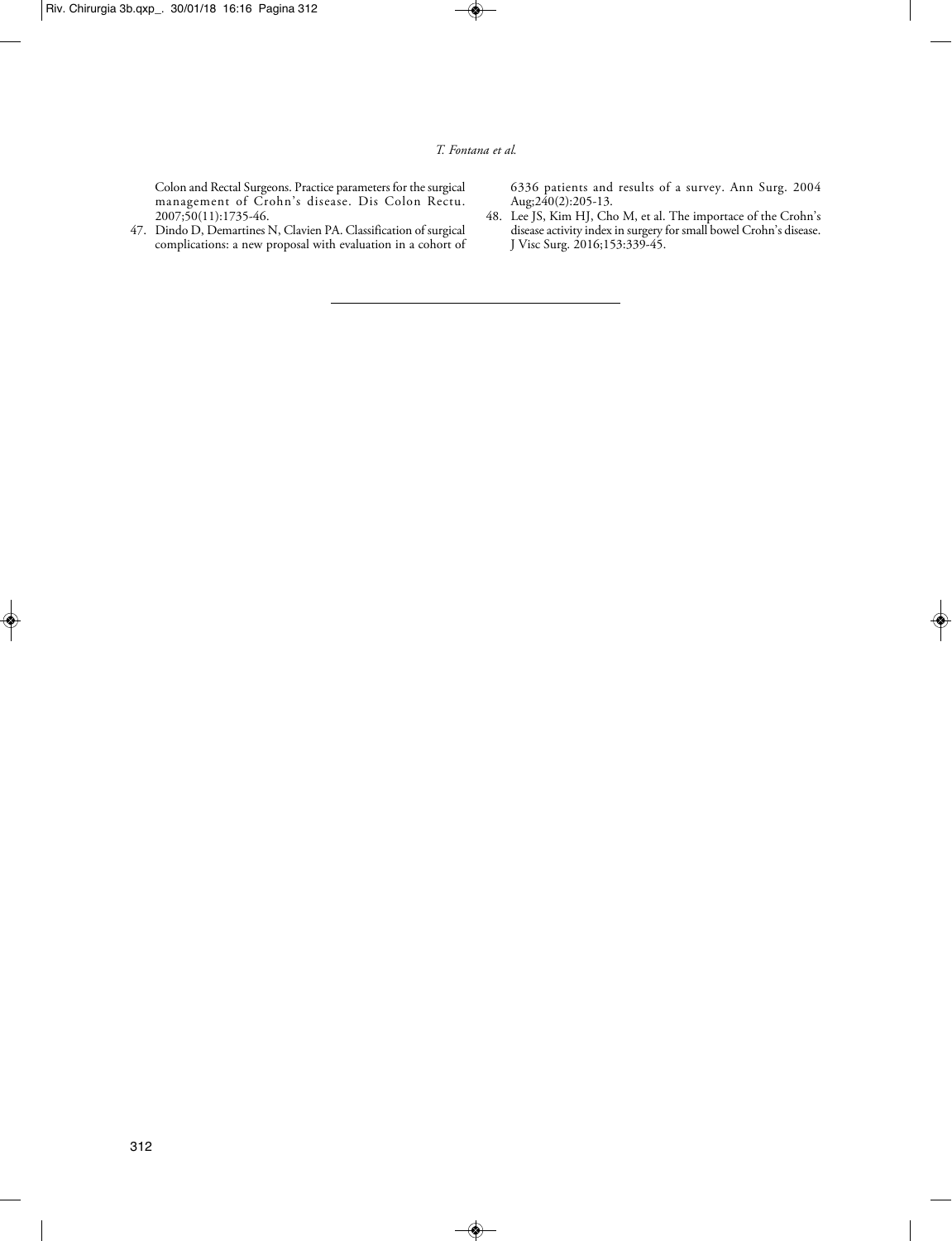Colon and Rectal Surgeons. Practice parameters for the surgical management of Crohn's disease. Dis Colon Rectu. 2007;50(11):1735-46.

47. Dindo D, Demartines N, Clavien PA. Classification of surgical complications: a new proposal with evaluation in a cohort of 6336 patients and results of a survey. Ann Surg. 2004 Aug;240(2):205-13.

48. Lee JS, Kim HJ, Cho M, et al. The importace of the Crohn's disease activity index in surgery for small bowel Crohn's disease. J Visc Surg. 2016;153:339-45.